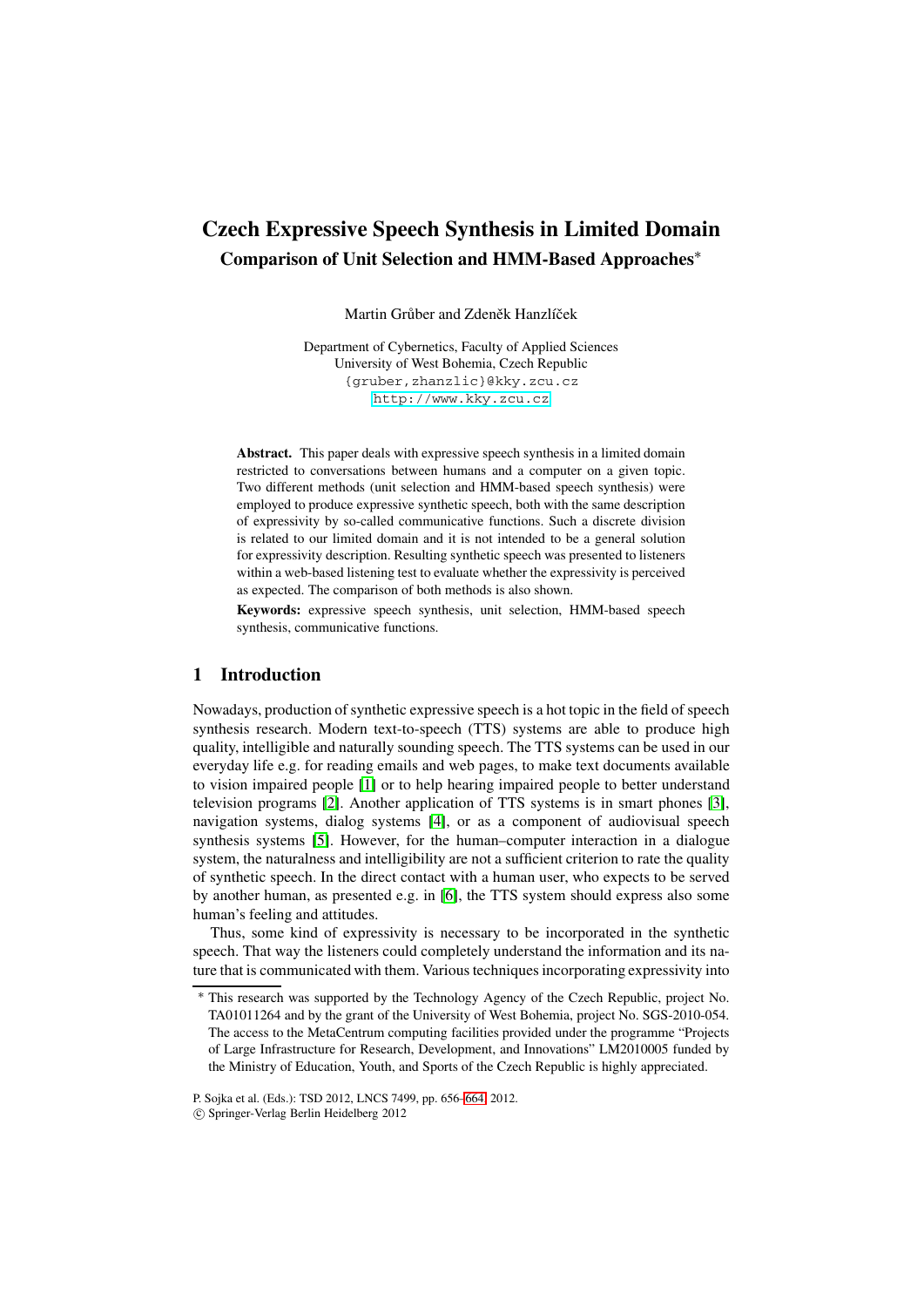# Czech Expressive Speech Synthesis in Limited Domain

## Comparison of Unit Selection and HMM-Based Approaches*

Martin Grůber and Zdeněk Hanzlíček

Department of Cybernetics, Faculty of Applied Sciences
University of West Bohemia, Czech Republic
{gruber,zhanzlic}@kky.zcu.cz
http://www.kky.zcu.cz

**Abstract.** This paper deals with expressive speech synthesis in a limited domain restricted to conversations between humans and a computer on a given topic. Two different methods (unit selection and HMM-based speech synthesis) were employed to produce expressive synthetic speech, both with the same description of expressivity by so-called communicative functions. Such a discrete division is related to our limited domain and it is not intended to be a general solution for expressivity description. Resulting synthetic speech was presented to listeners within a web-based listening test to evaluate whether the expressivity is perceived as expected. The comparison of both methods is also shown.

**Keywords:** expressive speech synthesis, unit selection, HMM-based speech synthesis, communicative functions.

## 1 Introduction

Nowadays, production of synthetic expressive speech is a hot topic in the field of speech synthesis research. Modern text-to-speech (TTS) systems are able to produce high quality, intelligible and naturally sounding speech. The TTS systems can be used in our everyday life e.g. for reading emails and web pages, to make text documents available to vision impaired people [1] or to help hearing impaired people to better understand television programs [2]. Another application of TTS systems is in smart phones [3], navigation systems, dialog systems [4], or as a component of audiovisual speech synthesis systems [5]. However, for the human–computer interaction in a dialogue system, the naturalness and intelligibility are not a sufficient criterion to rate the quality of synthetic speech. In the direct contact with a human user, who expects to be served by another human, as presented e.g. in [6], the TTS system should express also some human's feeling and attitudes.

Thus, some kind of expressivity is necessary to be incorporated in the synthetic speech. That way the listeners could completely understand the information and its nature that is communicated with them. Various techniques incorporating expressivity into

* This research was supported by the Technology Agency of the Czech Republic, project No. TA01011264 and by the grant of the University of West Bohemia, project No. SGS-2010-054. The access to the MetaCentrum computing facilities provided under the programme "Projects of Large Infrastructure for Research, Development, and Innovations" LM2010005 funded by the Ministry of Education, Youth, and Sports of the Czech Republic is highly appreciated.

P. Sojka et al. (Eds.): TSD 2012, LNCS 7499, pp. 656–664, 2012.
© Springer-Verlag Berlin Heidelberg 2012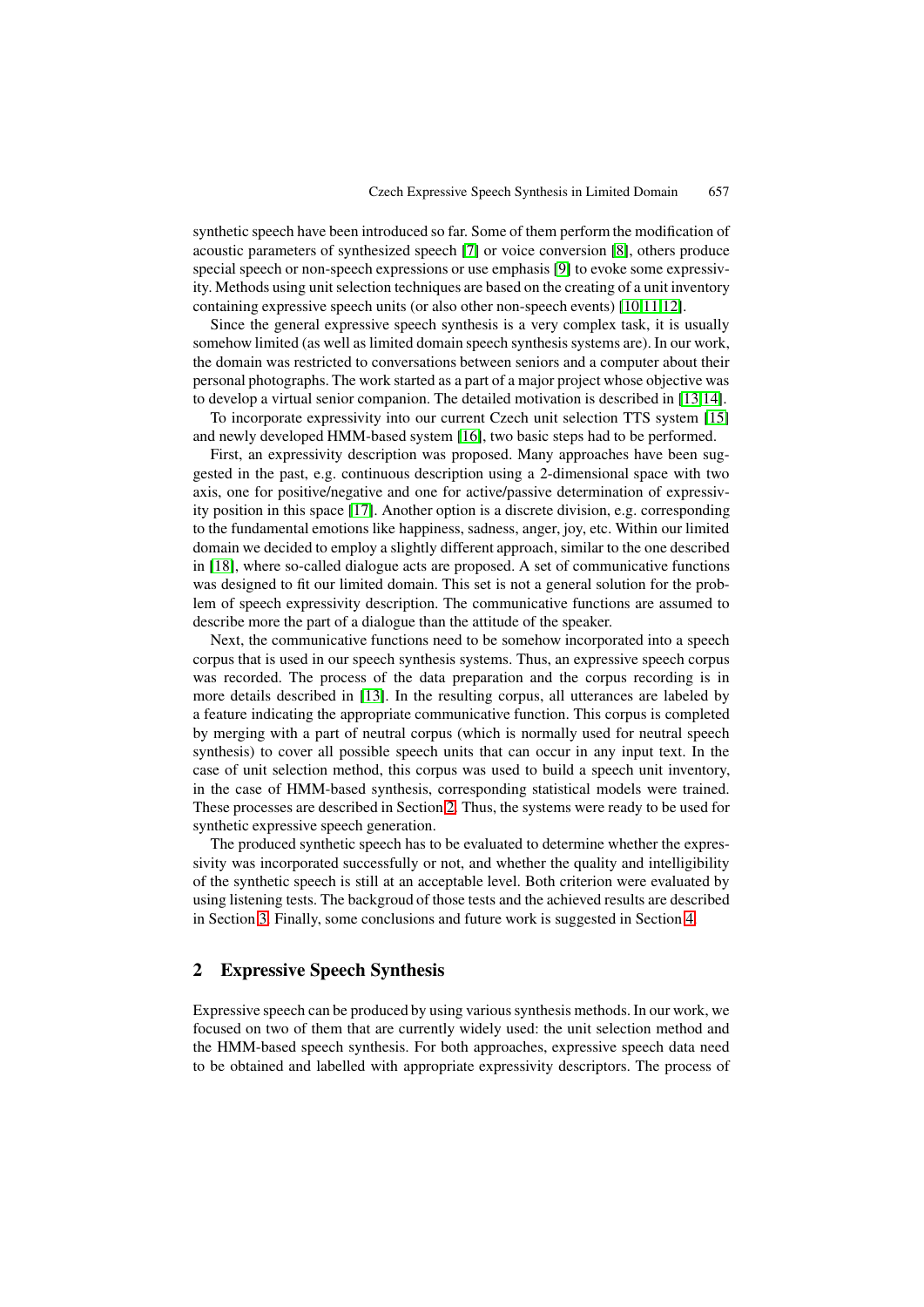synthetic speech have been introduced so far. Some of them perform the modification of acoustic parameters of synthesized speech [7] or voice conversion [8], others produce special speech or non-speech expressions or use emphasis [9] to evoke some expressivity. Methods using unit selection techniques are based on the creating of a unit inventory containing expressive speech units (or also other non-speech events) [10,11,12].

Since the general expressive speech synthesis is a very complex task, it is usually somehow limited (as well as limited domain speech synthesis systems are). In our work, the domain was restricted to conversations between seniors and a computer about their personal photographs. The work started as a part of a major project whose objective was to develop a virtual senior companion. The detailed motivation is described in [13,14].

To incorporate expressivity into our current Czech unit selection TTS system [15] and newly developed HMM-based system [16], two basic steps had to be performed.

First, an expressivity description was proposed. Many approaches have been suggested in the past, e.g. continuous description using a 2-dimensional space with two axis, one for positive/negative and one for active/passive determination of expressivity position in this space [17]. Another option is a discrete division, e.g. corresponding to the fundamental emotions like happiness, sadness, anger, joy, etc. Within our limited domain we decided to employ a slightly different approach, similar to the one described in [18], where so-called dialogue acts are proposed. A set of communicative functions was designed to fit our limited domain. This set is not a general solution for the problem of speech expressivity description. The communicative functions are assumed to describe more the part of a dialogue than the attitude of the speaker.

Next, the communicative functions need to be somehow incorporated into a speech corpus that is used in our speech synthesis systems. Thus, an expressive speech corpus was recorded. The process of the data preparation and the corpus recording is in more details described in [13]. In the resulting corpus, all utterances are labeled by a feature indicating the appropriate communicative function. This corpus is completed by merging with a part of neutral corpus (which is normally used for neutral speech synthesis) to cover all possible speech units that can occur in any input text. In the case of unit selection method, this corpus was used to build a speech unit inventory, in the case of HMM-based synthesis, corresponding statistical models were trained. These processes are described in Section 2. Thus, the systems were ready to be used for synthetic expressive speech generation.

The produced synthetic speech has to be evaluated to determine whether the expressivity was incorporated successfully or not, and whether the quality and intelligibility of the synthetic speech is still at an acceptable level. Both criterion were evaluated by using listening tests. The backgroud of those tests and the achieved results are described in Section 3. Finally, some conclusions and future work is suggested in Section 4.

## 2 Expressive Speech Synthesis

Expressive speech can be produced by using various synthesis methods. In our work, we focused on two of them that are currently widely used: the unit selection method and the HMM-based speech synthesis. For both approaches, expressive speech data need to be obtained and labelled with appropriate expressivity descriptors. The process of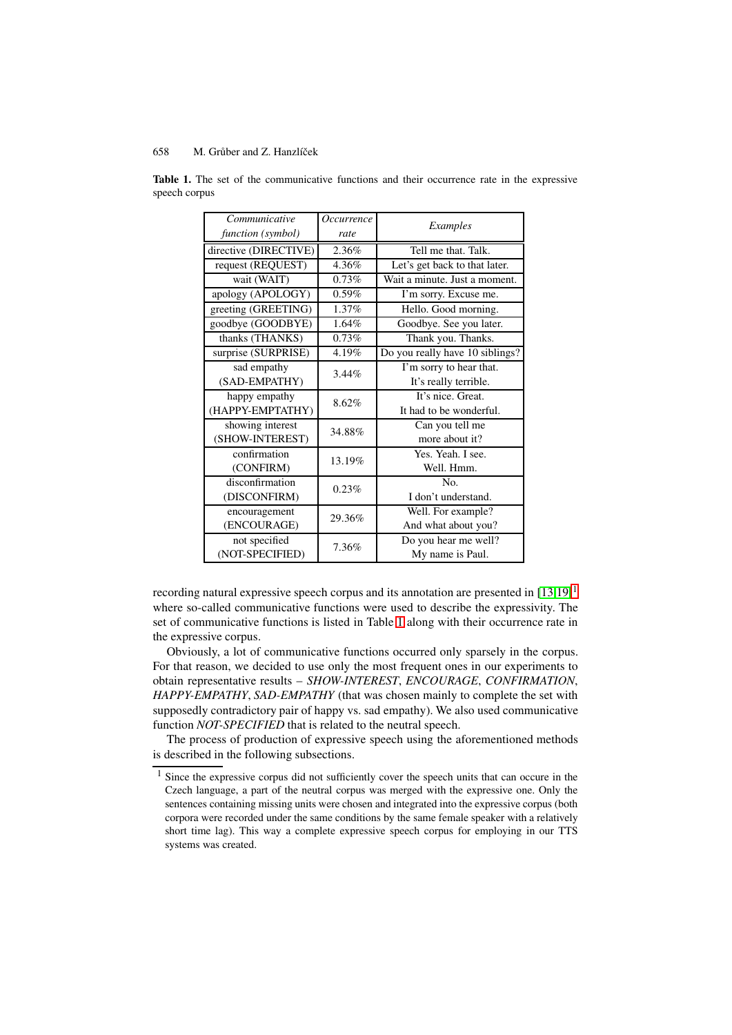**Table 1.** The set of the communicative functions and their occurrence rate in the expressive speech corpus

| *Communicative function (symbol)* | *Occurrence rate* | *Examples* |
|---|---|---|
| directive (DIRECTIVE) | 2.36% | Tell me that. Talk. |
| request (REQUEST) | 4.36% | Let's get back to that later. |
| wait (WAIT) | 0.73% | Wait a minute. Just a moment. |
| apology (APOLOGY) | 0.59% | I'm sorry. Excuse me. |
| greeting (GREETING) | 1.37% | Hello. Good morning. |
| goodbye (GOODBYE) | 1.64% | Goodbye. See you later. |
| thanks (THANKS) | 0.73% | Thank you. Thanks. |
| surprise (SURPRISE) | 4.19% | Do you really have 10 siblings? |
| sad empathy (SAD-EMPATHY) | 3.44% | I'm sorry to hear that. It's really terrible. |
| happy empathy (HAPPY-EMPTATHY) | 8.62% | It's nice. Great. It had to be wonderful. |
| showing interest (SHOW-INTEREST) | 34.88% | Can you tell me more about it? |
| confirmation (CONFIRM) | 13.19% | Yes. Yeah. I see. Well. Hmm. |
| disconfirmation (DISCONFIRM) | 0.23% | No. I don't understand. |
| encouragement (ENCOURAGE) | 29.36% | Well. For example? And what about you? |
| not specified (NOT-SPECIFIED) | 7.36% | Do you hear me well? My name is Paul. |

recording natural expressive speech corpus and its annotation are presented in [13,19] [1] where so-called communicative functions were used to describe the expressivity. The set of communicative functions is listed in Table 1 along with their occurrence rate in the expressive corpus.

Obviously, a lot of communicative functions occurred only sparsely in the corpus. For that reason, we decided to use only the most frequent ones in our experiments to obtain representative results – *SHOW-INTEREST*, *ENCOURAGE*, *CONFIRMATION*, *HAPPY-EMPATHY*, *SAD-EMPATHY* (that was chosen mainly to complete the set with supposedly contradictory pair of happy vs. sad empathy). We also used communicative function *NOT-SPECIFIED* that is related to the neutral speech.

The process of production of expressive speech using the aforementioned methods is described in the following subsections.

[1] Since the expressive corpus did not sufficiently cover the speech units that can occure in the Czech language, a part of the neutral corpus was merged with the expressive one. Only the sentences containing missing units were chosen and integrated into the expressive corpus (both corpora were recorded under the same conditions by the same female speaker with a relatively short time lag). This way a complete expressive speech corpus for employing in our TTS systems was created.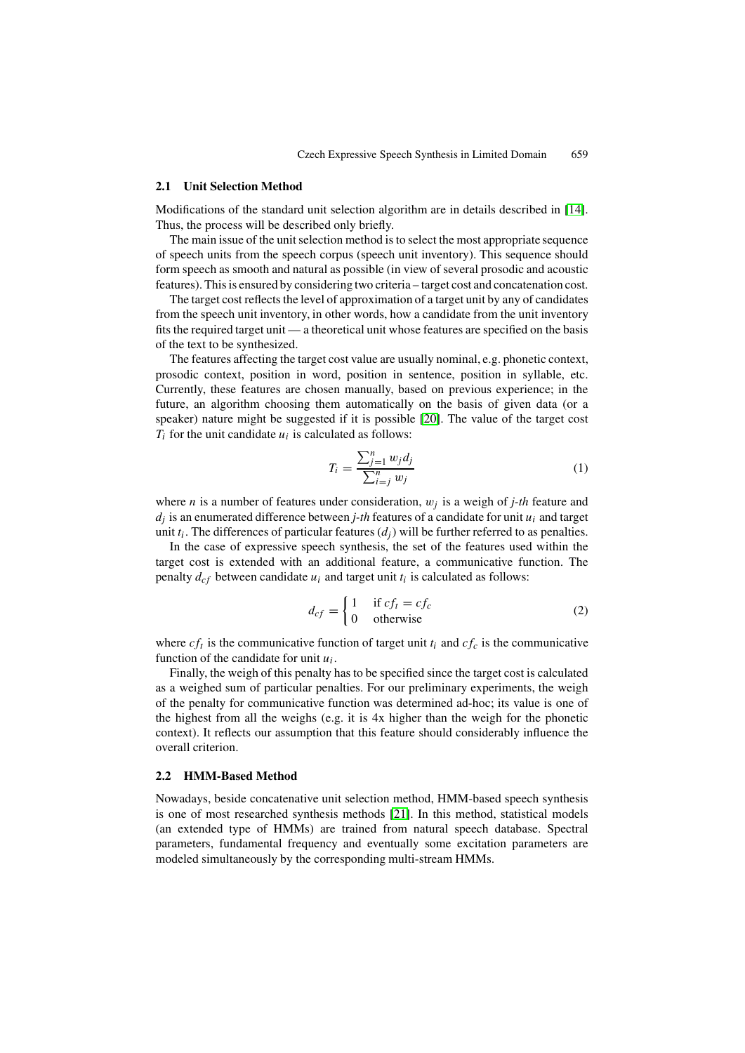### 2.1 Unit Selection Method

Modifications of the standard unit selection algorithm are in details described in [14]. Thus, the process will be described only briefly.

The main issue of the unit selection method is to select the most appropriate sequence of speech units from the speech corpus (speech unit inventory). This sequence should form speech as smooth and natural as possible (in view of several prosodic and acoustic features). This is ensured by considering two criteria – target cost and concatenation cost.

The target cost reflects the level of approximation of a target unit by any of candidates from the speech unit inventory, in other words, how a candidate from the unit inventory fits the required target unit — a theoretical unit whose features are specified on the basis of the text to be synthesized.

The features affecting the target cost value are usually nominal, e.g. phonetic context, prosodic context, position in word, position in sentence, position in syllable, etc. Currently, these features are chosen manually, based on previous experience; in the future, an algorithm choosing them automatically on the basis of given data (or a speaker) nature might be suggested if it is possible [20]. The value of the target cost $T_i$ for the unit candidate $u_i$ is calculated as follows:

$$T_i = \frac{\sum_{j=1}^{n} w_j d_j}{\sum_{i=j}^{n} w_j} \tag{1}$$

where $n$ is a number of features under consideration, $w_j$ is a weigh of *j-th* feature and $d_j$ is an enumerated difference between *j-th* features of a candidate for unit $u_i$ and target unit $t_i$. The differences of particular features ($d_j$) will be further referred to as penalties.

In the case of expressive speech synthesis, the set of the features used within the target cost is extended with an additional feature, a communicative function. The penalty $d_{cf}$ between candidate $u_i$ and target unit $t_i$ is calculated as follows:

$$d_{cf} = \begin{cases} 1 & \text{if } cf_t = cf_c \\ 0 & \text{otherwise} \end{cases} \tag{2}$$

where $cf_t$ is the communicative function of target unit $t_i$ and $cf_c$ is the communicative function of the candidate for unit $u_i$.

Finally, the weigh of this penalty has to be specified since the target cost is calculated as a weighed sum of particular penalties. For our preliminary experiments, the weigh of the penalty for communicative function was determined ad-hoc; its value is one of the highest from all the weighs (e.g. it is 4x higher than the weigh for the phonetic context). It reflects our assumption that this feature should considerably influence the overall criterion.

### 2.2 HMM-Based Method

Nowadays, beside concatenative unit selection method, HMM-based speech synthesis is one of most researched synthesis methods [21]. In this method, statistical models (an extended type of HMMs) are trained from natural speech database. Spectral parameters, fundamental frequency and eventually some excitation parameters are modeled simultaneously by the corresponding multi-stream HMMs.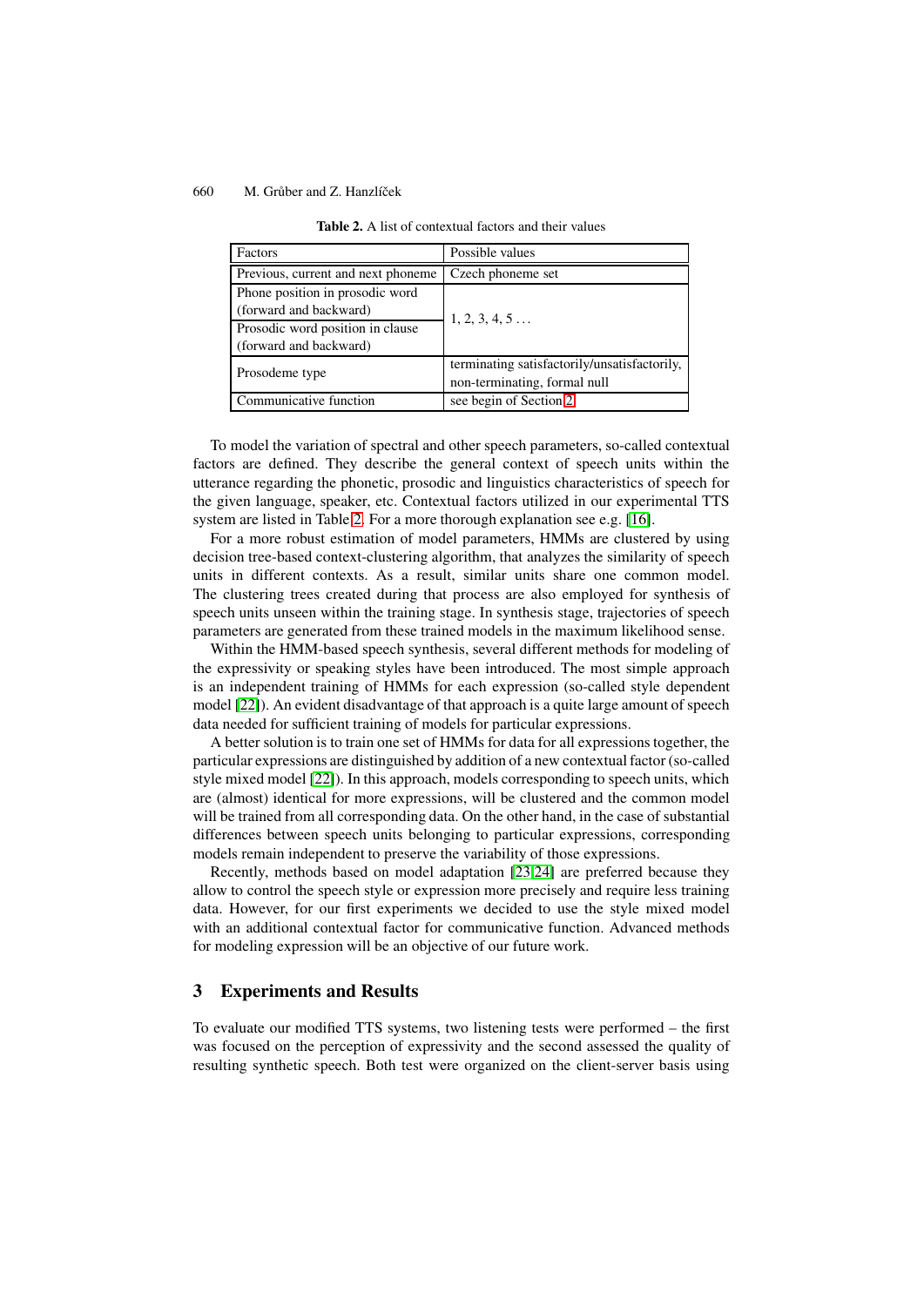**Table 2.** A list of contextual factors and their values

| Factors | Possible values |
|---|---|
| Previous, current and next phoneme | Czech phoneme set |
| Phone position in prosodic word (forward and backward) | 1, 2, 3, 4, 5 … |
| Prosodic word position in clause (forward and backward) | |
| Prosodeme type | terminating satisfactorily/unsatisfactorily, non-terminating, formal null |
| Communicative function | see begin of Section 2 |

To model the variation of spectral and other speech parameters, so-called contextual factors are defined. They describe the general context of speech units within the utterance regarding the phonetic, prosodic and linguistics characteristics of speech for the given language, speaker, etc. Contextual factors utilized in our experimental TTS system are listed in Table 2. For a more thorough explanation see e.g. [16].

For a more robust estimation of model parameters, HMMs are clustered by using decision tree-based context-clustering algorithm, that analyzes the similarity of speech units in different contexts. As a result, similar units share one common model. The clustering trees created during that process are also employed for synthesis of speech units unseen within the training stage. In synthesis stage, trajectories of speech parameters are generated from these trained models in the maximum likelihood sense.

Within the HMM-based speech synthesis, several different methods for modeling of the expressivity or speaking styles have been introduced. The most simple approach is an independent training of HMMs for each expression (so-called style dependent model [22]). An evident disadvantage of that approach is a quite large amount of speech data needed for sufficient training of models for particular expressions.

A better solution is to train one set of HMMs for data for all expressions together, the particular expressions are distinguished by addition of a new contextual factor (so-called style mixed model [22]). In this approach, models corresponding to speech units, which are (almost) identical for more expressions, will be clustered and the common model will be trained from all corresponding data. On the other hand, in the case of substantial differences between speech units belonging to particular expressions, corresponding models remain independent to preserve the variability of those expressions.

Recently, methods based on model adaptation [23,24] are preferred because they allow to control the speech style or expression more precisely and require less training data. However, for our first experiments we decided to use the style mixed model with an additional contextual factor for communicative function. Advanced methods for modeling expression will be an objective of our future work.

## 3 Experiments and Results

To evaluate our modified TTS systems, two listening tests were performed – the first was focused on the perception of expressivity and the second assessed the quality of resulting synthetic speech. Both test were organized on the client-server basis using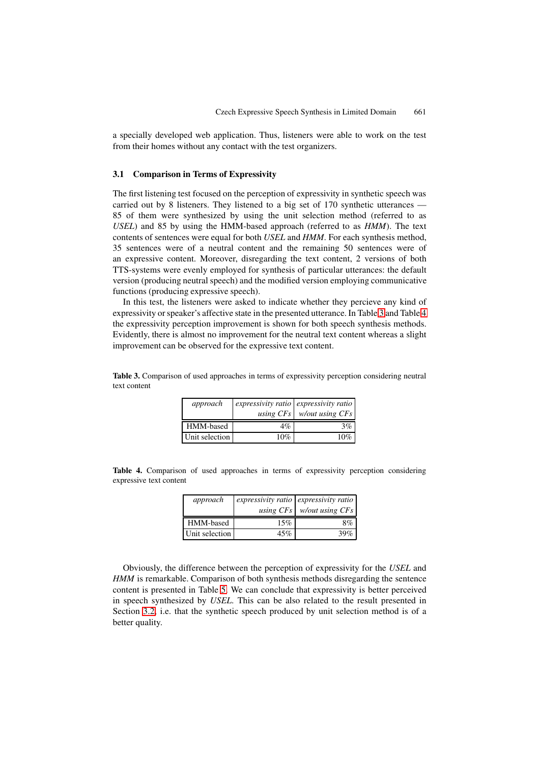a specially developed web application. Thus, listeners were able to work on the test from their homes without any contact with the test organizers.

### 3.1 Comparison in Terms of Expressivity

The first listening test focused on the perception of expressivity in synthetic speech was carried out by 8 listeners. They listened to a big set of 170 synthetic utterances — 85 of them were synthesized by using the unit selection method (referred to as *USEL*) and 85 by using the HMM-based approach (referred to as *HMM*). The text contents of sentences were equal for both *USEL* and *HMM*. For each synthesis method, 35 sentences were of a neutral content and the remaining 50 sentences were of an expressive content. Moreover, disregarding the text content, 2 versions of both TTS-systems were evenly employed for synthesis of particular utterances: the default version (producing neutral speech) and the modified version employing communicative functions (producing expressive speech).

In this test, the listeners were asked to indicate whether they percieve any kind of expressivity or speaker's affective state in the presented utterance. In Table 3 and Table 4 the expressivity perception improvement is shown for both speech synthesis methods. Evidently, there is almost no improvement for the neutral text content whereas a slight improvement can be observed for the expressive text content.

**Table 3.** Comparison of used approaches in terms of expressivity perception considering neutral text content

| *approach* | *expressivity ratio using CFs* | *expressivity ratio w/out using CFs* |
|---|---|---|
| HMM-based | 4% | 3% |
| Unit selection | 10% | 10% |

**Table 4.** Comparison of used approaches in terms of expressivity perception considering expressive text content

| *approach* | *expressivity ratio using CFs* | *expressivity ratio w/out using CFs* |
|---|---|---|
| HMM-based | 15% | 8% |
| Unit selection | 45% | 39% |

Obviously, the difference between the perception of expressivity for the *USEL* and *HMM* is remarkable. Comparison of both synthesis methods disregarding the sentence content is presented in Table 5. We can conclude that expressivity is better perceived in speech synthesized by *USEL*. This can be also related to the result presented in Section 3.2, i.e. that the synthetic speech produced by unit selection method is of a better quality.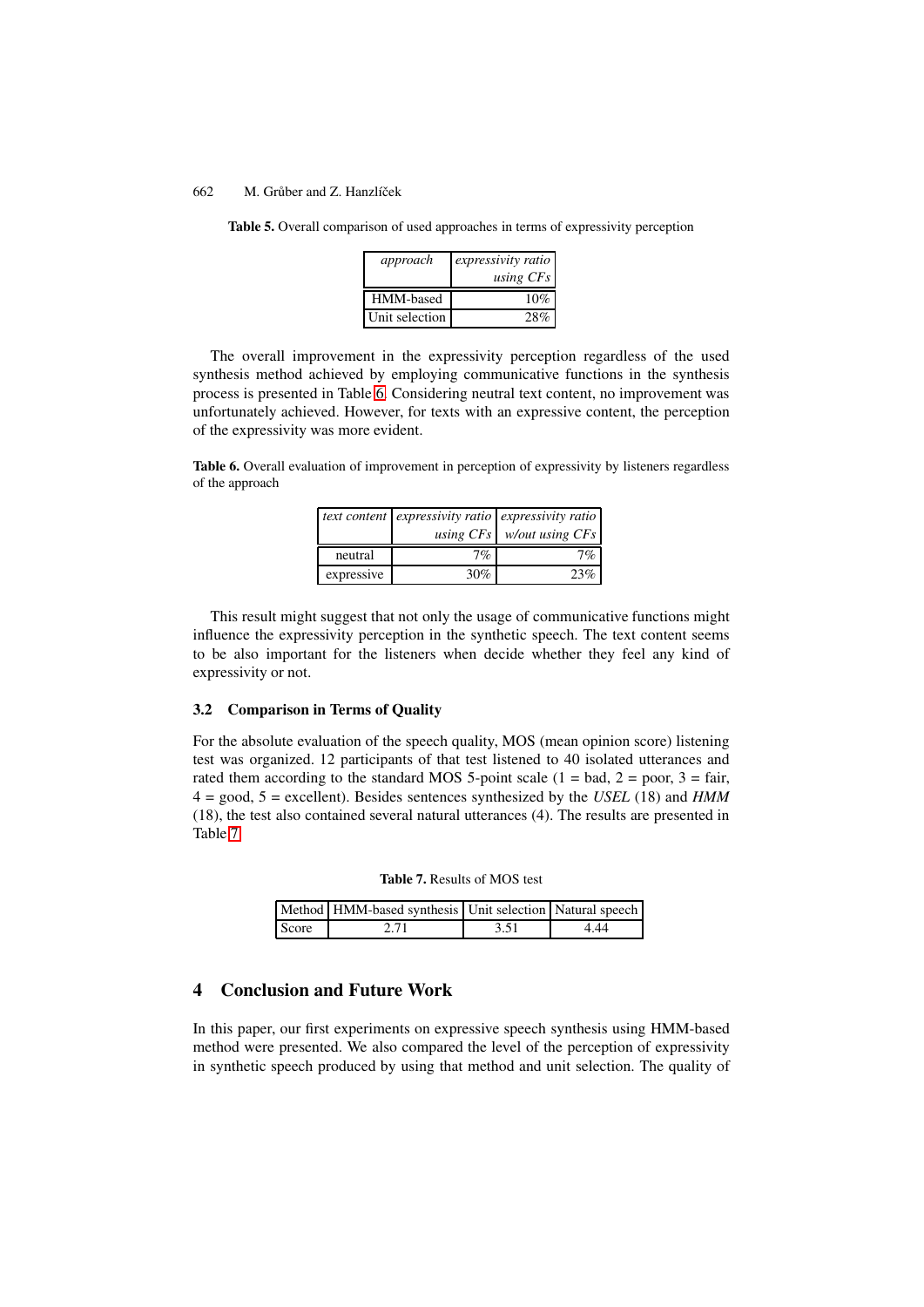**Table 5.** Overall comparison of used approaches in terms of expressivity perception

| *approach* | *expressivity ratio using CFs* |
|---|---|
| HMM-based | 10% |
| Unit selection | 28% |

The overall improvement in the expressivity perception regardless of the used synthesis method achieved by employing communicative functions in the synthesis process is presented in Table 6. Considering neutral text content, no improvement was unfortunately achieved. However, for texts with an expressive content, the perception of the expressivity was more evident.

**Table 6.** Overall evaluation of improvement in perception of expressivity by listeners regardless of the approach

| *text content* | *expressivity ratio using CFs* | *expressivity ratio w/out using CFs* |
|---|---|---|
| neutral | 7% | 7% |
| expressive | 30% | 23% |

This result might suggest that not only the usage of communicative functions might influence the expressivity perception in the synthetic speech. The text content seems to be also important for the listeners when decide whether they feel any kind of expressivity or not.

### 3.2 Comparison in Terms of Quality

For the absolute evaluation of the speech quality, MOS (mean opinion score) listening test was organized. 12 participants of that test listened to 40 isolated utterances and rated them according to the standard MOS 5-point scale (1 = bad, 2 = poor, 3 = fair, 4 = good, 5 = excellent). Besides sentences synthesized by the *USEL* (18) and *HMM* (18), the test also contained several natural utterances (4). The results are presented in Table 7.

**Table 7.** Results of MOS test

| Method | HMM-based synthesis | Unit selection | Natural speech |
|---|---|---|---|
| Score | 2.71 | 3.51 | 4.44 |

## 4 Conclusion and Future Work

In this paper, our first experiments on expressive speech synthesis using HMM-based method were presented. We also compared the level of the perception of expressivity in synthetic speech produced by using that method and unit selection. The quality of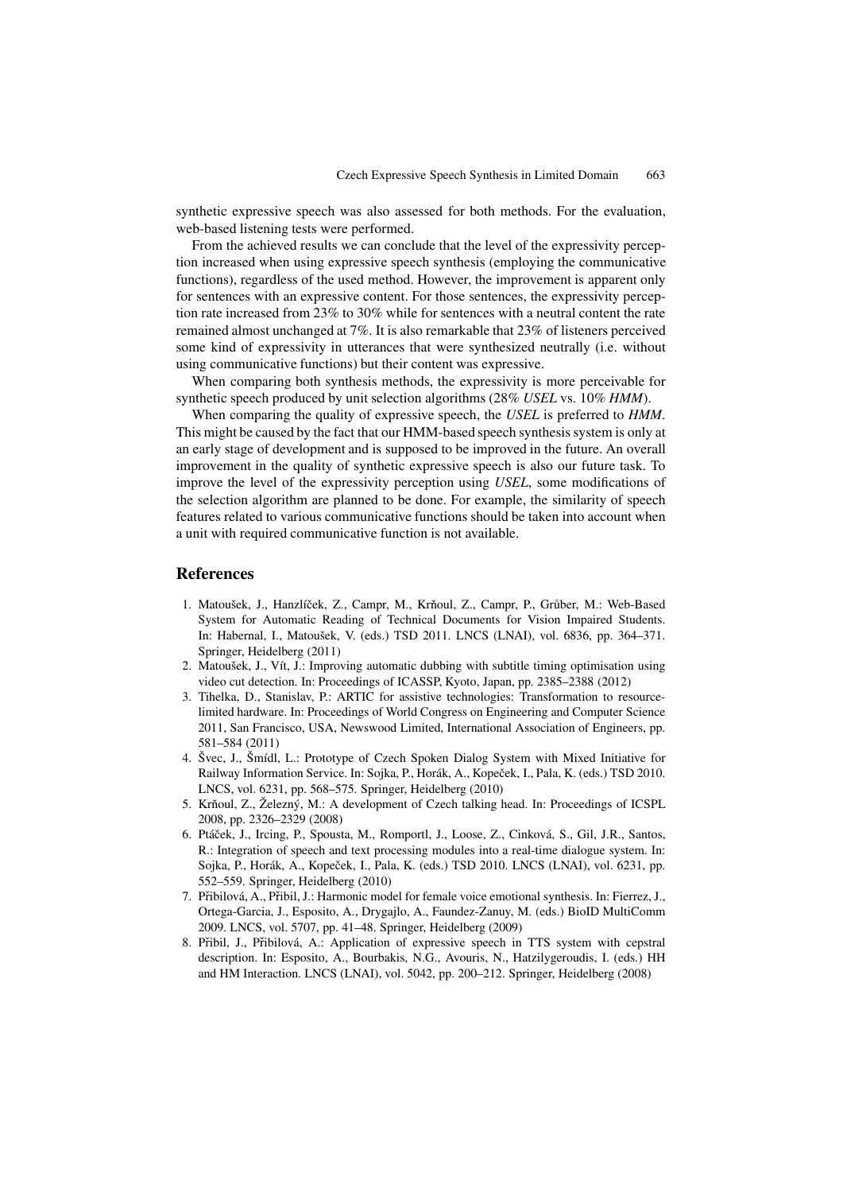synthetic expressive speech was also assessed for both methods. For the evaluation, web-based listening tests were performed.

From the achieved results we can conclude that the level of the expressivity perception increased when using expressive speech synthesis (employing the communicative functions), regardless of the used method. However, the improvement is apparent only for sentences with an expressive content. For those sentences, the expressivity perception rate increased from 23% to 30% while for sentences with a neutral content the rate remained almost unchanged at 7%. It is also remarkable that 23% of listeners perceived some kind of expressivity in utterances that were synthesized neutrally (i.e. without using communicative functions) but their content was expressive.

When comparing both synthesis methods, the expressivity is more perceivable for synthetic speech produced by unit selection algorithms (28% *USEL* vs. 10% *HMM*).

When comparing the quality of expressive speech, the *USEL* is preferred to *HMM*. This might be caused by the fact that our HMM-based speech synthesis system is only at an early stage of development and is supposed to be improved in the future. An overall improvement in the quality of synthetic expressive speech is also our future task. To improve the level of the expressivity perception using *USEL*, some modifications of the selection algorithm are planned to be done. For example, the similarity of speech features related to various communicative functions should be taken into account when a unit with required communicative function is not available.

## References

1. Matoušek, J., Hanzlíček, Z., Campr, M., Krňoul, Z., Campr, P., Grůber, M.: Web-Based System for Automatic Reading of Technical Documents for Vision Impaired Students. In: Habernal, I., Matoušek, V. (eds.) TSD 2011. LNCS (LNAI), vol. 6836, pp. 364–371. Springer, Heidelberg (2011)
2. Matoušek, J., Vít, J.: Improving automatic dubbing with subtitle timing optimisation using video cut detection. In: Proceedings of ICASSP, Kyoto, Japan, pp. 2385–2388 (2012)
3. Tihelka, D., Stanislav, P.: ARTIC for assistive technologies: Transformation to resource-limited hardware. In: Proceedings of World Congress on Engineering and Computer Science 2011, San Francisco, USA, Newswood Limited, International Association of Engineers, pp. 581–584 (2011)
4. Švec, J., Šmídl, L.: Prototype of Czech Spoken Dialog System with Mixed Initiative for Railway Information Service. In: Sojka, P., Horák, A., Kopeček, I., Pala, K. (eds.) TSD 2010. LNCS, vol. 6231, pp. 568–575. Springer, Heidelberg (2010)
5. Krňoul, Z., Železný, M.: A development of Czech talking head. In: Proceedings of ICSPL 2008, pp. 2326–2329 (2008)
6. Ptáček, J., Ircing, P., Spousta, M., Romportl, J., Loose, Z., Cinková, S., Gil, J.R., Santos, R.: Integration of speech and text processing modules into a real-time dialogue system. In: Sojka, P., Horák, A., Kopeček, I., Pala, K. (eds.) TSD 2010. LNCS (LNAI), vol. 6231, pp. 552–559. Springer, Heidelberg (2010)
7. Přibilová, A., Přibil, J.: Harmonic model for female voice emotional synthesis. In: Fierrez, J., Ortega-Garcia, J., Esposito, A., Drygajlo, A., Faundez-Zanuy, M. (eds.) BioID MultiComm 2009. LNCS, vol. 5707, pp. 41–48. Springer, Heidelberg (2009)
8. Přibil, J., Přibilová, A.: Application of expressive speech in TTS system with cepstral description. In: Esposito, A., Bourbakis, N.G., Avouris, N., Hatzilygeroudis, I. (eds.) HH and HM Interaction. LNCS (LNAI), vol. 5042, pp. 200–212. Springer, Heidelberg (2008)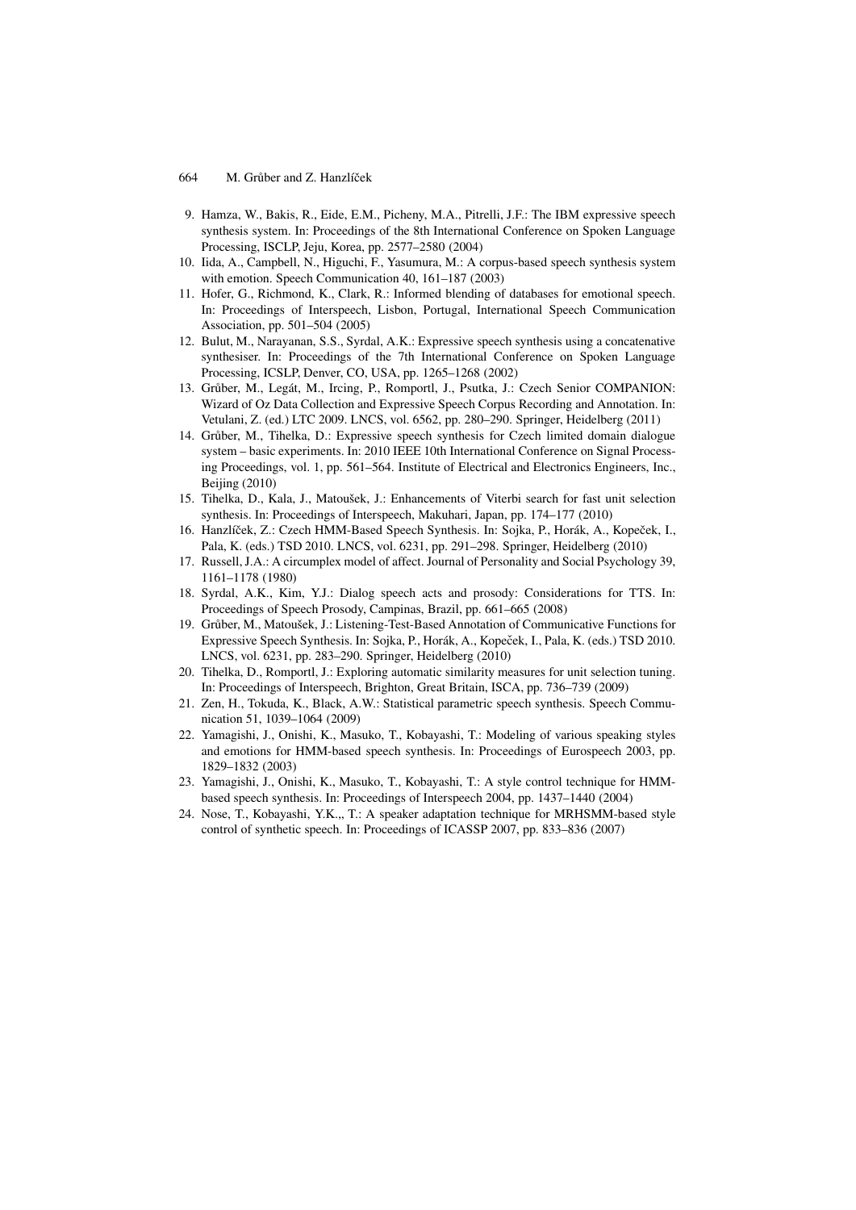9. Hamza, W., Bakis, R., Eide, E.M., Picheny, M.A., Pitrelli, J.F.: The IBM expressive speech synthesis system. In: Proceedings of the 8th International Conference on Spoken Language Processing, ISCLP, Jeju, Korea, pp. 2577–2580 (2004)
10. Iida, A., Campbell, N., Higuchi, F., Yasumura, M.: A corpus-based speech synthesis system with emotion. Speech Communication 40, 161–187 (2003)
11. Hofer, G., Richmond, K., Clark, R.: Informed blending of databases for emotional speech. In: Proceedings of Interspeech, Lisbon, Portugal, International Speech Communication Association, pp. 501–504 (2005)
12. Bulut, M., Narayanan, S.S., Syrdal, A.K.: Expressive speech synthesis using a concatenative synthesiser. In: Proceedings of the 7th International Conference on Spoken Language Processing, ICSLP, Denver, CO, USA, pp. 1265–1268 (2002)
13. Grůber, M., Legát, M., Ircing, P., Romportl, J., Psutka, J.: Czech Senior COMPANION: Wizard of Oz Data Collection and Expressive Speech Corpus Recording and Annotation. In: Vetulani, Z. (ed.) LTC 2009. LNCS, vol. 6562, pp. 280–290. Springer, Heidelberg (2011)
14. Grůber, M., Tihelka, D.: Expressive speech synthesis for Czech limited domain dialogue system – basic experiments. In: 2010 IEEE 10th International Conference on Signal Processing Proceedings, vol. 1, pp. 561–564. Institute of Electrical and Electronics Engineers, Inc., Beijing (2010)
15. Tihelka, D., Kala, J., Matoušek, J.: Enhancements of Viterbi search for fast unit selection synthesis. In: Proceedings of Interspeech, Makuhari, Japan, pp. 174–177 (2010)
16. Hanzlíček, Z.: Czech HMM-Based Speech Synthesis. In: Sojka, P., Horák, A., Kopeček, I., Pala, K. (eds.) TSD 2010. LNCS, vol. 6231, pp. 291–298. Springer, Heidelberg (2010)
17. Russell, J.A.: A circumplex model of affect. Journal of Personality and Social Psychology 39, 1161–1178 (1980)
18. Syrdal, A.K., Kim, Y.J.: Dialog speech acts and prosody: Considerations for TTS. In: Proceedings of Speech Prosody, Campinas, Brazil, pp. 661–665 (2008)
19. Grůber, M., Matoušek, J.: Listening-Test-Based Annotation of Communicative Functions for Expressive Speech Synthesis. In: Sojka, P., Horák, A., Kopeček, I., Pala, K. (eds.) TSD 2010. LNCS, vol. 6231, pp. 283–290. Springer, Heidelberg (2010)
20. Tihelka, D., Romportl, J.: Exploring automatic similarity measures for unit selection tuning. In: Proceedings of Interspeech, Brighton, Great Britain, ISCA, pp. 736–739 (2009)
21. Zen, H., Tokuda, K., Black, A.W.: Statistical parametric speech synthesis. Speech Communication 51, 1039–1064 (2009)
22. Yamagishi, J., Onishi, K., Masuko, T., Kobayashi, T.: Modeling of various speaking styles and emotions for HMM-based speech synthesis. In: Proceedings of Eurospeech 2003, pp. 1829–1832 (2003)
23. Yamagishi, J., Onishi, K., Masuko, T., Kobayashi, T.: A style control technique for HMM-based speech synthesis. In: Proceedings of Interspeech 2004, pp. 1437–1440 (2004)
24. Nose, T., Kobayashi, Y.K.,, T.: A speaker adaptation technique for MRHSMM-based style control of synthetic speech. In: Proceedings of ICASSP 2007, pp. 833–836 (2007)